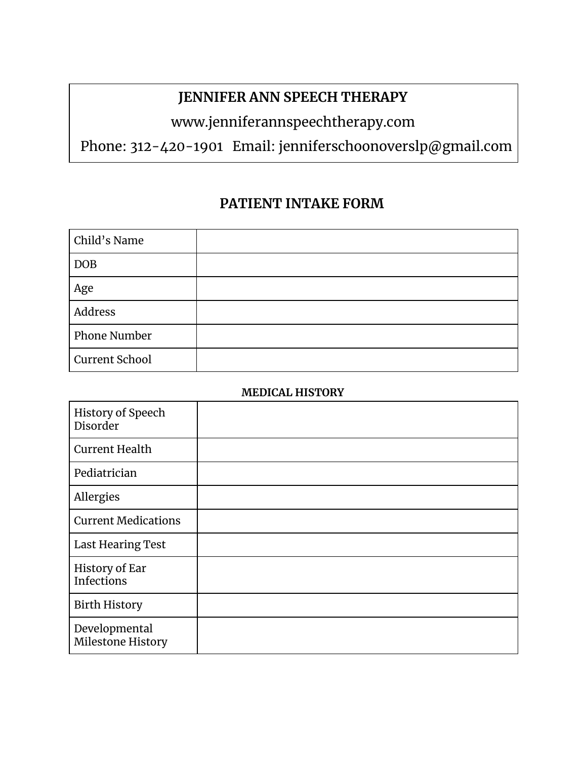# JENNIFER ANN SPEECH THERAPY

www.jenniferannspeechtherapy.com

Phone: 312-420-1901 Email: jenniferschoonoverslp@gmail.com

## PATIENT INTAKE FORM

| | |
|---|---|
| Child's Name | |
| DOB | |
| Age | |
| Address | |
| Phone Number | |
| Current School | |

**MEDICAL HISTORY**

| | |
|---|---|
| History of Speech Disorder | |
| Current Health | |
| Pediatrician | |
| Allergies | |
| Current Medications | |
| Last Hearing Test | |
| History of Ear Infections | |
| Birth History | |
| Developmental Milestone History | |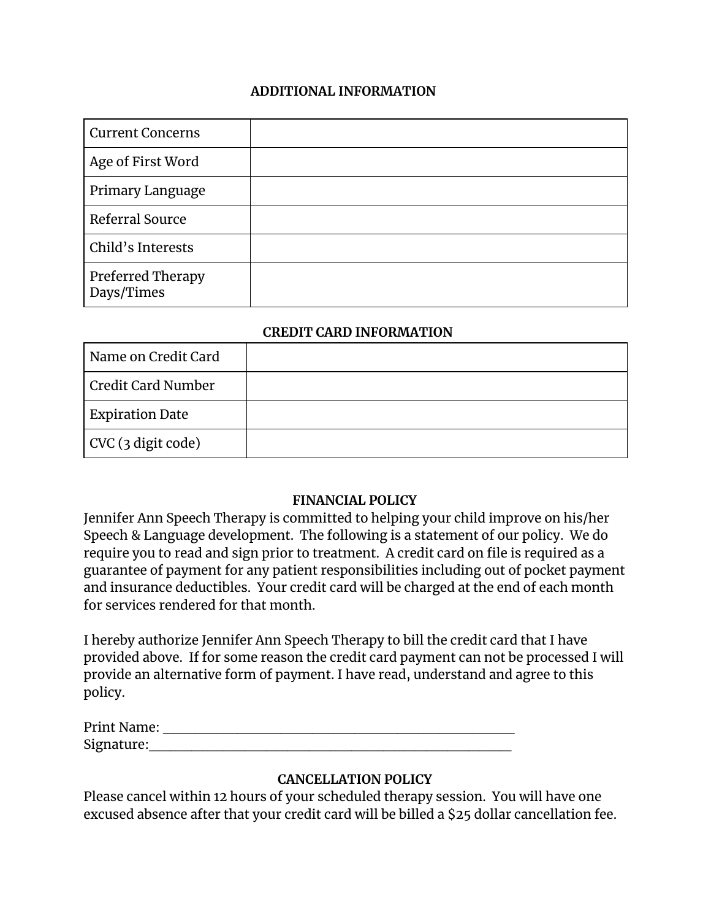## ADDITIONAL INFORMATION

| | |
|---|---|
| Current Concerns | |
| Age of First Word | |
| Primary Language | |
| Referral Source | |
| Child's Interests | |
| Preferred Therapy Days/Times | |

## CREDIT CARD INFORMATION

| | |
|---|---|
| Name on Credit Card | |
| Credit Card Number | |
| Expiration Date | |
| CVC (3 digit code) | |

## FINANCIAL POLICY

Jennifer Ann Speech Therapy is committed to helping your child improve on his/her Speech & Language development. The following is a statement of our policy. We do require you to read and sign prior to treatment. A credit card on file is required as a guarantee of payment for any patient responsibilities including out of pocket payment and insurance deductibles. Your credit card will be charged at the end of each month for services rendered for that month.

I hereby authorize Jennifer Ann Speech Therapy to bill the credit card that I have provided above. If for some reason the credit card payment can not be processed I will provide an alternative form of payment. I have read, understand and agree to this policy.

Print Name: ____________________________________________________

Signature:______________________________________________________

## CANCELLATION POLICY

Please cancel within 12 hours of your scheduled therapy session. You will have one excused absence after that your credit card will be billed a $25 dollar cancellation fee.